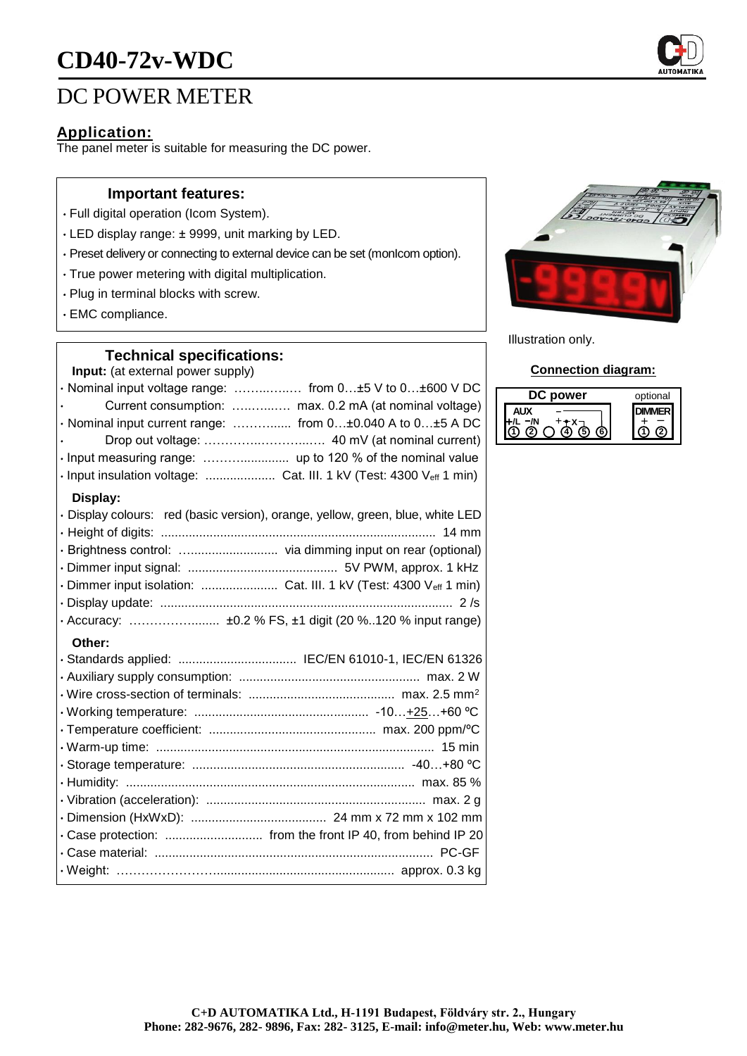# CD40-72v-WDC

## DC POWER METER

### Application:

The panel meter is suitable for measuring the DC power.

### Important features:

- Full digital operation (Icom System).
- LED display range: ± 9999, unit marking by LED.
- Preset delivery or connecting to external device can be set (monIcom option).
- True power metering with digital multiplication.
- Plug in terminal blocks with screw.
- EMC compliance.

Illustration only.

**Connection diagram:**

| DC power | | | | | | optional | |
|---|---|---|---|---|---|---|---|
| AUX | | | | | | DIMMER | |
| +/L | −/N | | + | ✱ | X | + | − |
| 1 | 2 | ○ | 4 | 5 | 6 | 1 | 2 |

### Technical specifications:

**Input:** (at external power supply)

- Nominal input voltage range: ……..…..… from 0…±5 V to 0…±600 V DC
- Current consumption: ……..…… max. 0.2 mA (at nominal voltage)
- Nominal input current range: ……….... from 0…±0.040 A to 0…±5 A DC
- Drop out voltage: ……………..…………..… 40 mV (at nominal current)
- Input measuring range: ………............... up to 120 % of the nominal value
- Input insulation voltage: .................... Cat. III. 1 kV (Test: 4300 $V_{eff}$ 1 min)

**Display:**

- Display colours: red (basic version), orange, yellow, green, blue, white LED
- Height of digits: ............................................................................. 14 mm
- Brightness control: …......................... via dimming input on rear (optional)
- Dimmer input signal: ........................................... 5V PWM, approx. 1 kHz
- Dimmer input isolation: ...................... Cat. III. 1 kV (Test: 4300 $V_{eff}$ 1 min)
- Display update: .................................................................................. 2 /s
- Accuracy: ……………......... ±0.2 % FS, ±1 digit (20 %..120 % input range)

**Other:**

- Standards applied: .................................. IEC/EN 61010-1, IEC/EN 61326
- Auxiliary supply consumption: .................................................... max. 2 W
- Wire cross-section of terminals: .......................................... max. 2.5 mm²
- Working temperature: .................................................. -10…+25…+60 ºC
- Temperature coefficient: ............................................... max. 200 ppm/ºC
- Warm-up time: ............................................................................... 15 min
- Storage temperature: ............................................................ -40…+80 ºC
- Humidity: .................................................................................. max. 85 %
- Vibration (acceleration): ............................................................... max. 2 g
- Dimension (HxWxD): ....................................... 24 mm x 72 mm x 102 mm
- Case protection: ............................ from the front IP 40, from behind IP 20
- Case material: ............................................................................... PC-GF
- Weight: …………………….................................................. approx. 0.3 kg

**C+D AUTOMATIKA Ltd., H-1191 Budapest, Földváry str. 2., Hungary**
**Phone: 282-9676, 282- 9896, Fax: 282- 3125, E-mail: info@meter.hu, Web: www.meter.hu**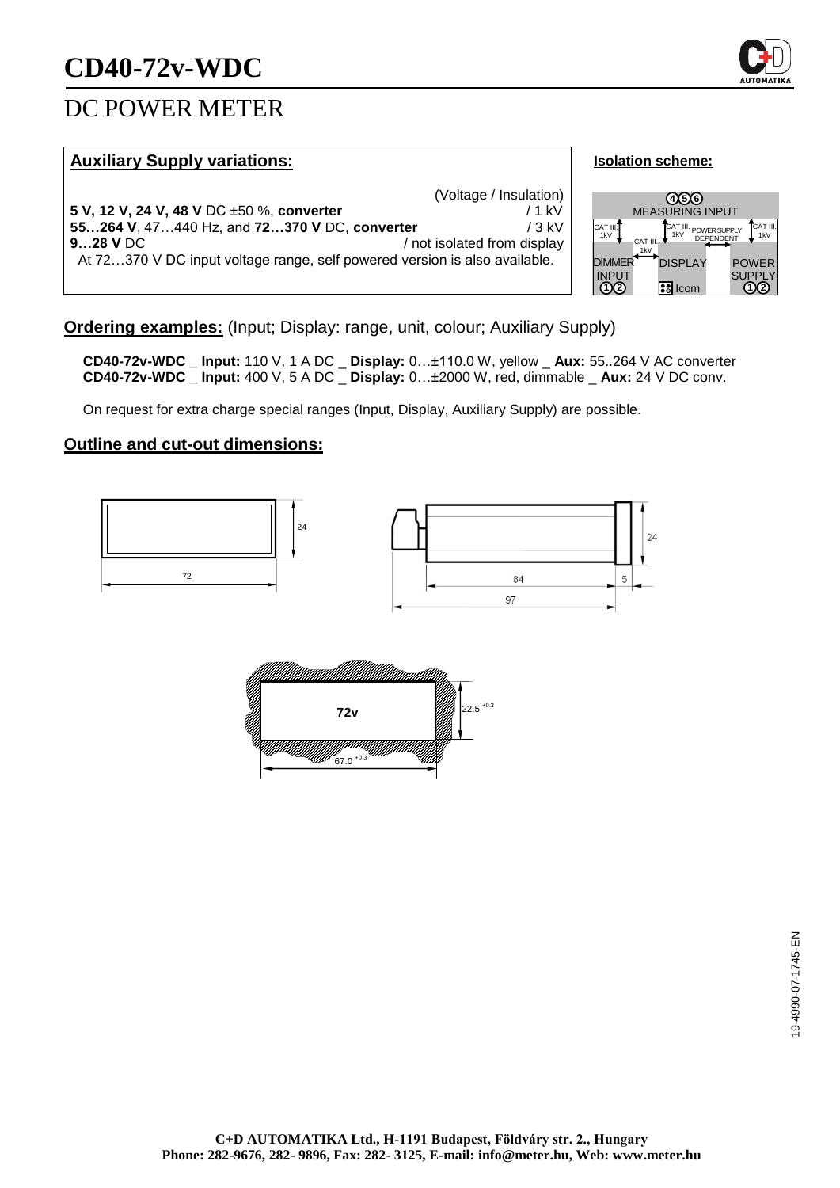# CD40-72v-WDC

## DC POWER METER

### Auxiliary Supply variations:

(Voltage / Insulation)

**5 V, 12 V, 24 V, 48 V** DC ±50 %, **converter** / 1 kV
**55…264 V**, 47…440 Hz, and **72…370 V** DC, **converter** / 3 kV
**9…28 V** DC / not isolated from display

At 72…370 V DC input voltage range, self powered version is also available.

### Isolation scheme:

④⑤⑥
MEASURING INPUT
CAT III. 1kV
CAT III. 1kV
CAT III. 1kV
POWER SUPPLY DEPENDENT
CAT III. 1kV
DIMMER INPUT ①②
DISPLAY
Icom
POWER SUPPLY ①②

### Ordering examples: (Input; Display: range, unit, colour; Auxiliary Supply)

**CD40-72v-WDC _ Input:** 110 V, 1 A DC _ **Display:** 0…±110.0 W, yellow _ **Aux:** 55..264 V AC converter
**CD40-72v-WDC _ Input:** 400 V, 5 A DC _ **Display:** 0…±2000 W, red, dimmable _ **Aux:** 24 V DC conv.

On request for extra charge special ranges (Input, Display, Auxiliary Supply) are possible.

### Outline and cut-out dimensions:

24
72
24
84
5
97

72v
22.5 +0.3
67.0 +0.3

19-4990-07-1745-EN

**C+D AUTOMATIKA Ltd., H-1191 Budapest, Földváry str. 2., Hungary**
**Phone: 282-9676, 282- 9896, Fax: 282- 3125, E-mail: info@meter.hu, Web: www.meter.hu**